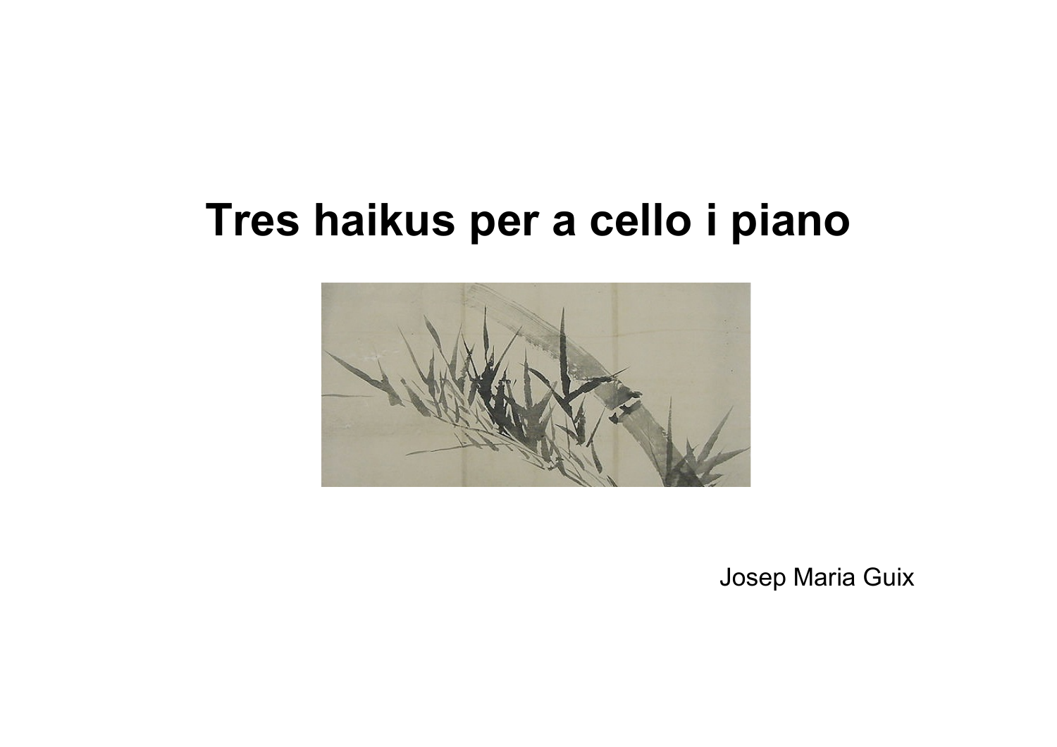# Tres haikus per a cello i piano

Josep Maria Guix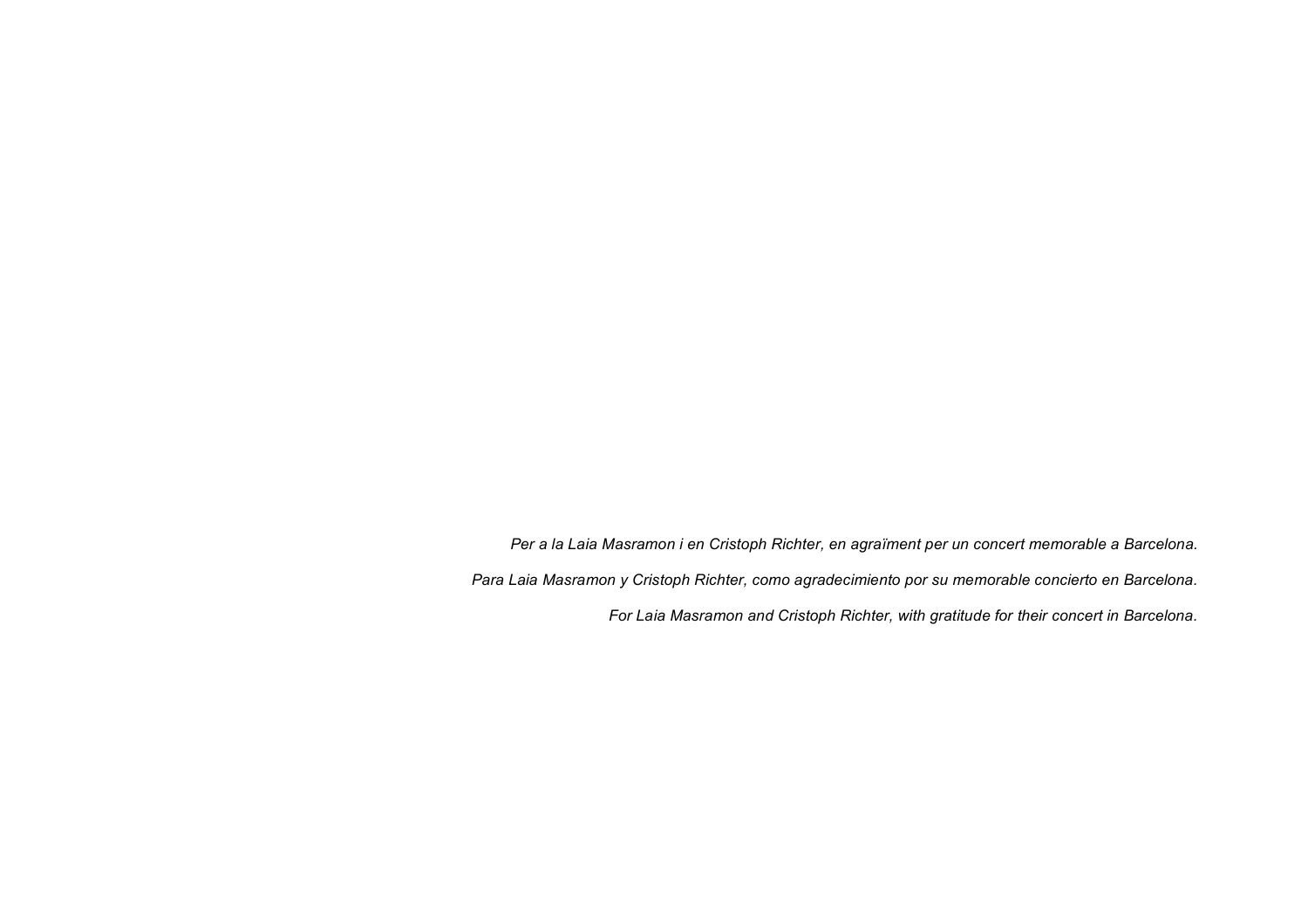*Per a la Laia Masramon i en Cristoph Richter, en agraïment per un concert memorable a Barcelona.*

*Para Laia Masramon y Cristoph Richter, como agradecimiento por su memorable concierto en Barcelona.*

*For Laia Masramon and Cristoph Richter, with gratitude for their concert in Barcelona.*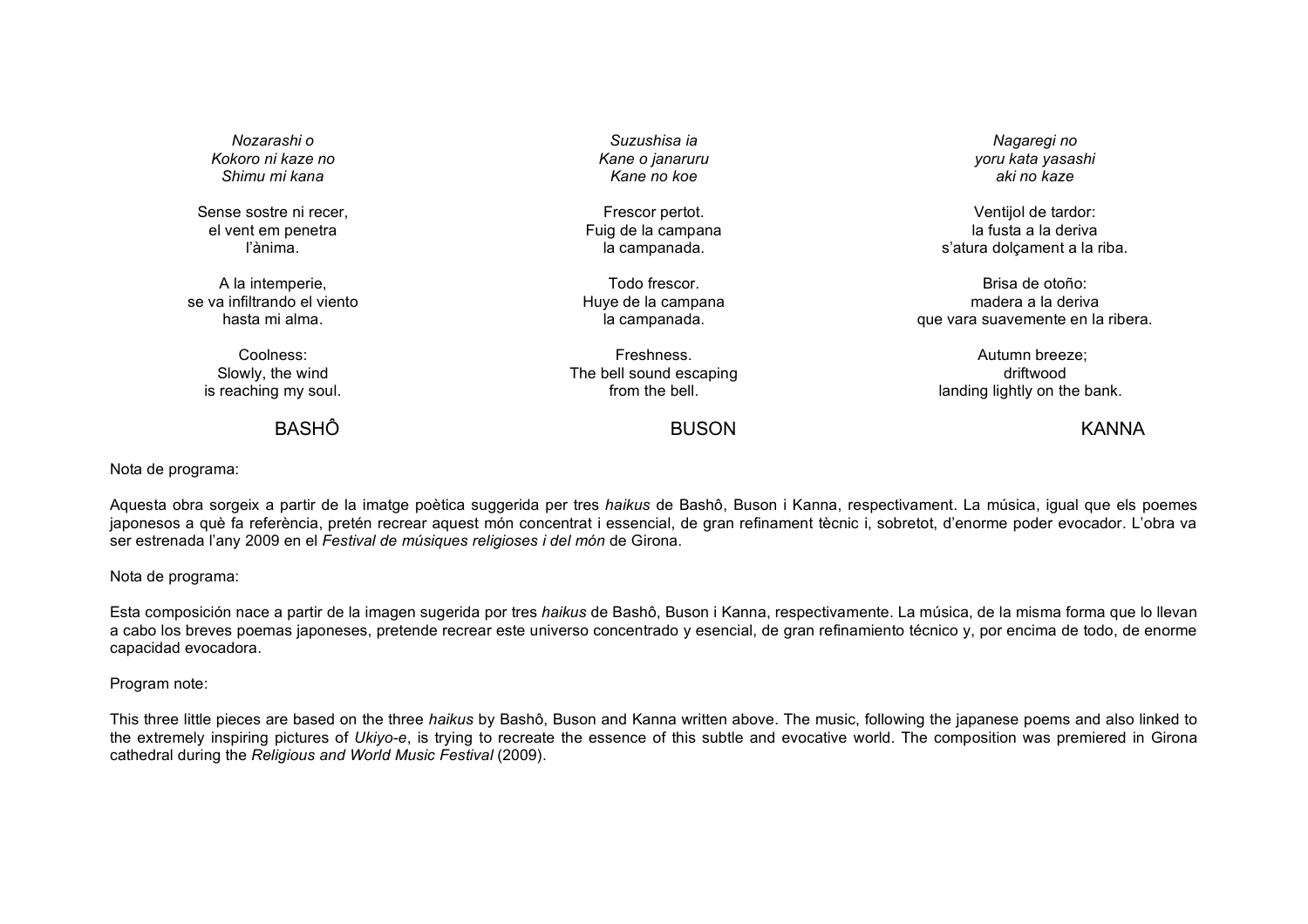*Nozarashi o*
*Kokoro ni kaze no*
*Shimu mi kana*

Sense sostre ni recer,
el vent em penetra
l'ànima.

A la intemperie,
se va infiltrando el viento
hasta mi alma.

Coolness:
Slowly, the wind
is reaching my soul.

BASHÔ

*Suzushisa ia*
*Kane o janaruru*
*Kane no koe*

Frescor pertot.
Fuig de la campana
la campanada.

Todo frescor.
Huye de la campana
la campanada.

Freshness.
The bell sound escaping
from the bell.

BUSON

*Nagaregi no*
*yoru kata yasashi*
*aki no kaze*

Ventijol de tardor:
la fusta a la deriva
s'atura dolçament a la riba.

Brisa de otoño:
madera a la deriva
que vara suavemente en la ribera.

Autumn breeze;
driftwood
landing lightly on the bank.

KANNA

Nota de programa:

Aquesta obra sorgeix a partir de la imatge poètica suggerida per tres *haikus* de Bashô, Buson i Kanna, respectivament. La música, igual que els poemes japonesos a què fa referència, pretén recrear aquest món concentrat i essencial, de gran refinament tècnic i, sobretot, d'enorme poder evocador. L'obra va ser estrenada l'any 2009 en el *Festival de músiques religioses i del món* de Girona.

Nota de programa:

Esta composición nace a partir de la imagen sugerida por tres *haikus* de Bashô, Buson i Kanna, respectivamente. La música, de la misma forma que lo llevan a cabo los breves poemas japoneses, pretende recrear este universo concentrado y esencial, de gran refinamiento técnico y, por encima de todo, de enorme capacidad evocadora.

Program note:

This three little pieces are based on the three *haikus* by Bashô, Buson and Kanna written above. The music, following the japanese poems and also linked to the extremely inspiring pictures of *Ukiyo-e*, is trying to recreate the essence of this subtle and evocative world. The composition was premiered in Girona cathedral during the *Religious and World Music Festival* (2009).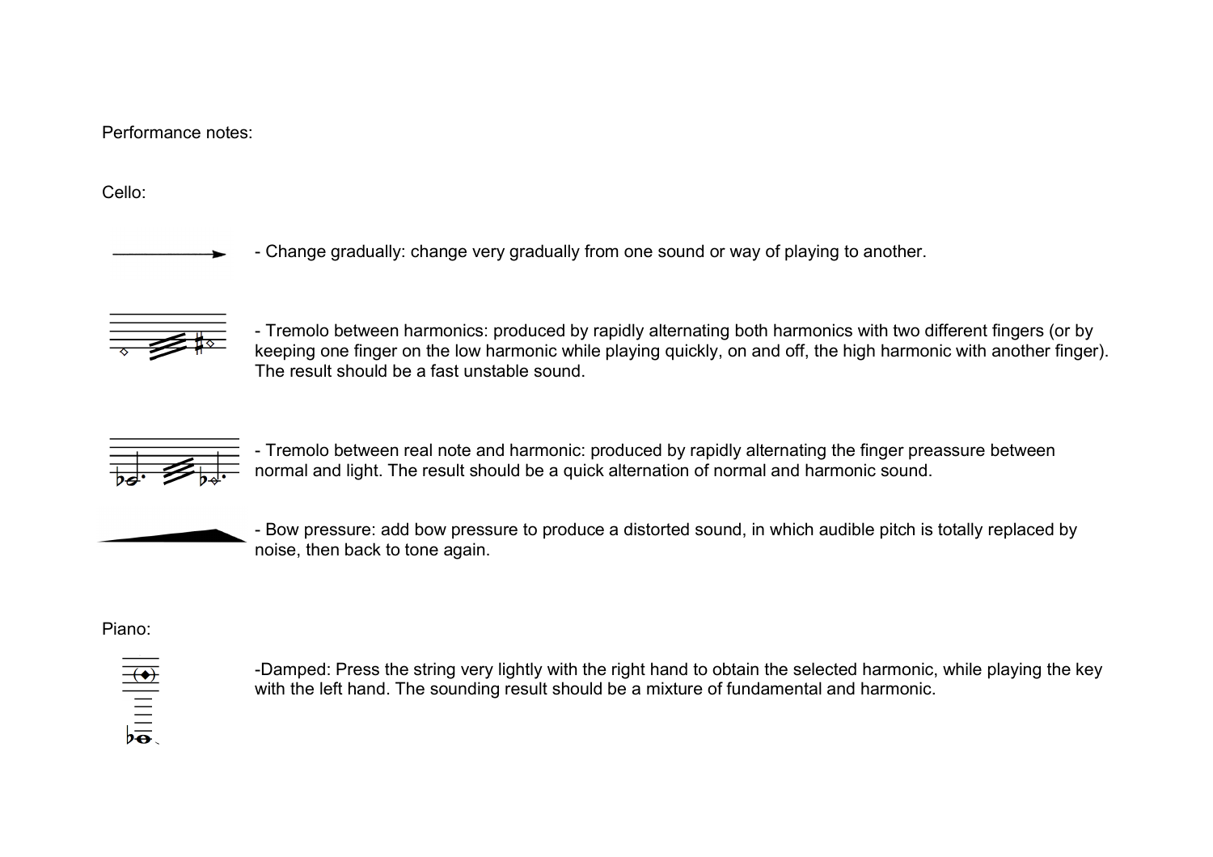Performance notes:

Cello:

- Change gradually: change very gradually from one sound or way of playing to another.

- Tremolo between harmonics: produced by rapidly alternating both harmonics with two different fingers (or by keeping one finger on the low harmonic while playing quickly, on and off, the high harmonic with another finger). The result should be a fast unstable sound.

- Tremolo between real note and harmonic: produced by rapidly alternating the finger preassure between normal and light. The result should be a quick alternation of normal and harmonic sound.

- Bow pressure: add bow pressure to produce a distorted sound, in which audible pitch is totally replaced by noise, then back to tone again.

Piano:

-Damped: Press the string very lightly with the right hand to obtain the selected harmonic, while playing the key with the left hand. The sounding result should be a mixture of fundamental and harmonic.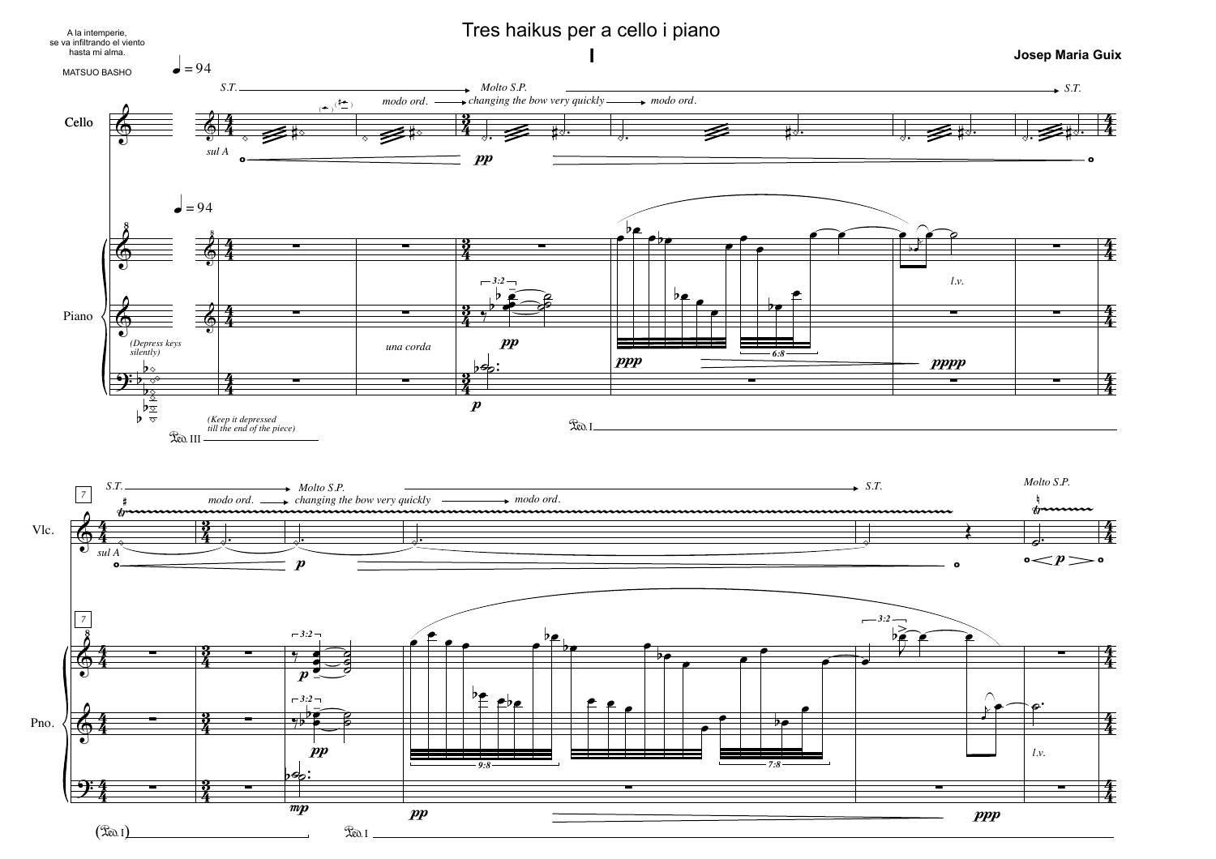# Tres haikus per a cello i piano

## I

A la intemperie,
se va infiltrando el viento
hasta mi alma.

MATSUO BASHO

**Josep Maria Guix**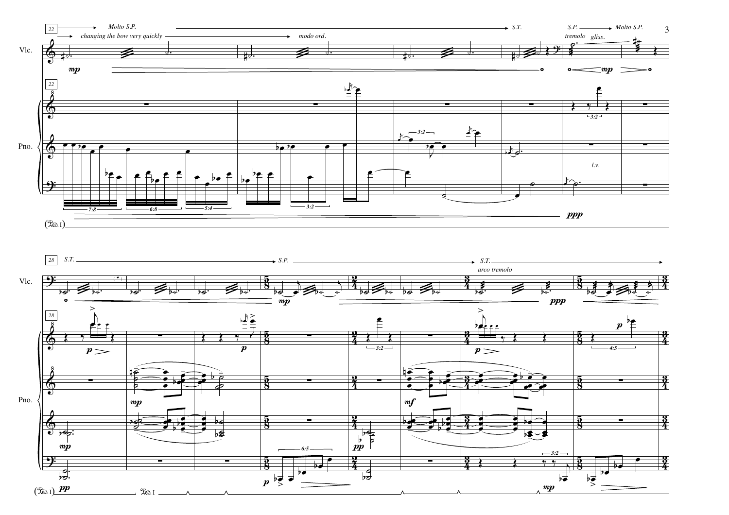22 Molto S.P. — S.T. — S.P. — Molto S.P.

changing the bow very quickly — modo ord.

tremolo gliss.

Vlc.

*mp*

*mp*

Pno.

7:8 6:8 5:4 3:2 3:2 3:2

*l.v.*

*ppp*

(Ped. I)

28 S.T. — S.P. — S.T.

arco tremolo

Vlc.

*mp* *ppp*

Pno.

*p* *p* 3:2 *p* 4:5 *p*

*mp* *mf*

*mp* *pp*

*pp* 6:5 *p* 3:2 *mp*

(Ped. I) Ped. I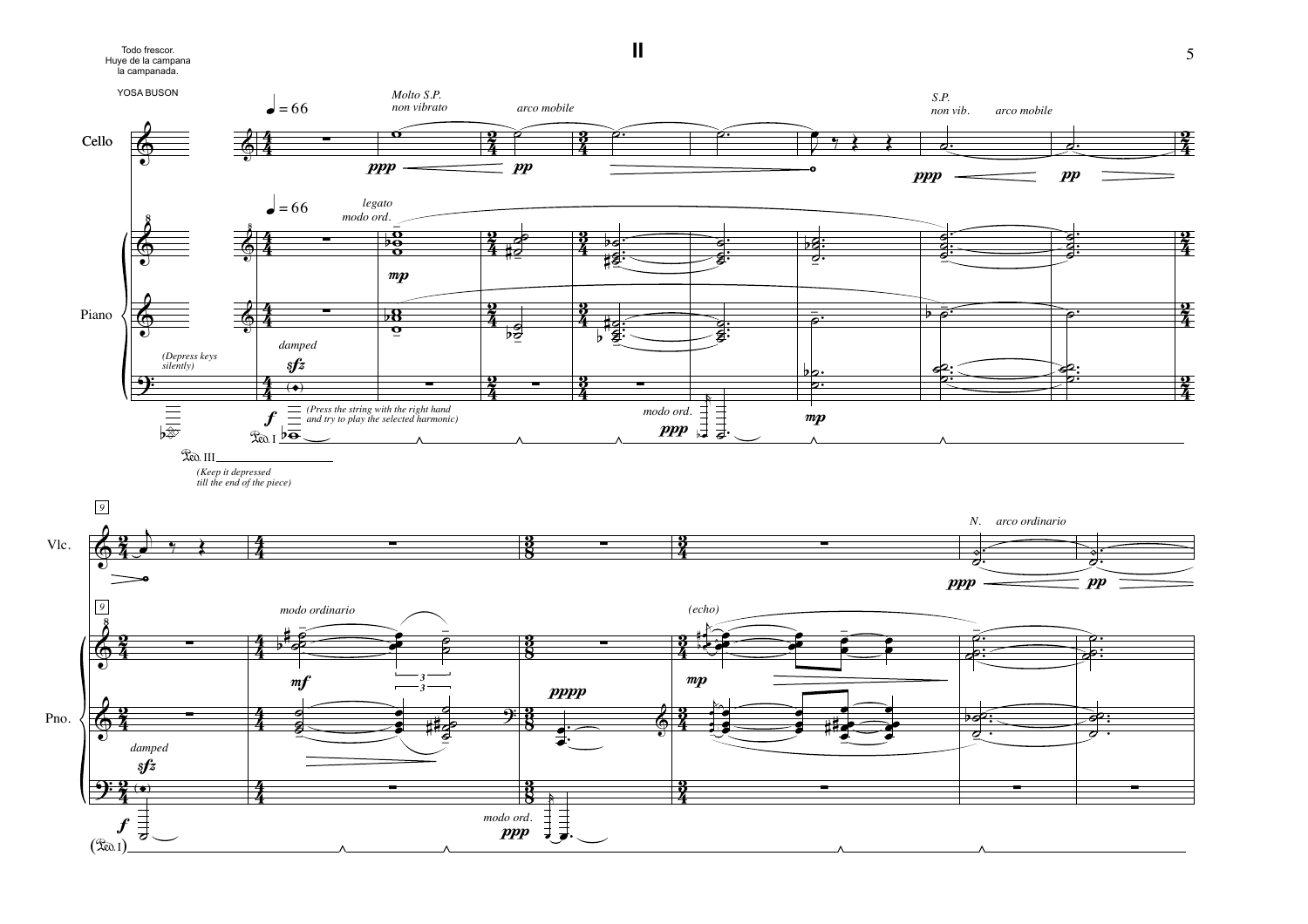# II

Todo frescor.
Huye de la campana
la campanada.

YOSA BUSON

♩= 66

Cello

*Molto S.P.*
*non vibrato*

*arco mobile*

*S.P.*
*non vib.* *arco mobile*

Piano

*legato*
*modo ord.*

*(Depress keys silently)*

*damped*

*(Press the string with the right hand and try to play the selected harmonic)*

*modo ord.*

Ped. I

Ped. III

*(Keep it depressed till the end of the piece)*

Vlc.

*N.* *arco ordinario*

Pno.

*modo ordinario*

*(echo)*

*damped*

*modo ord.*

(Ped. I)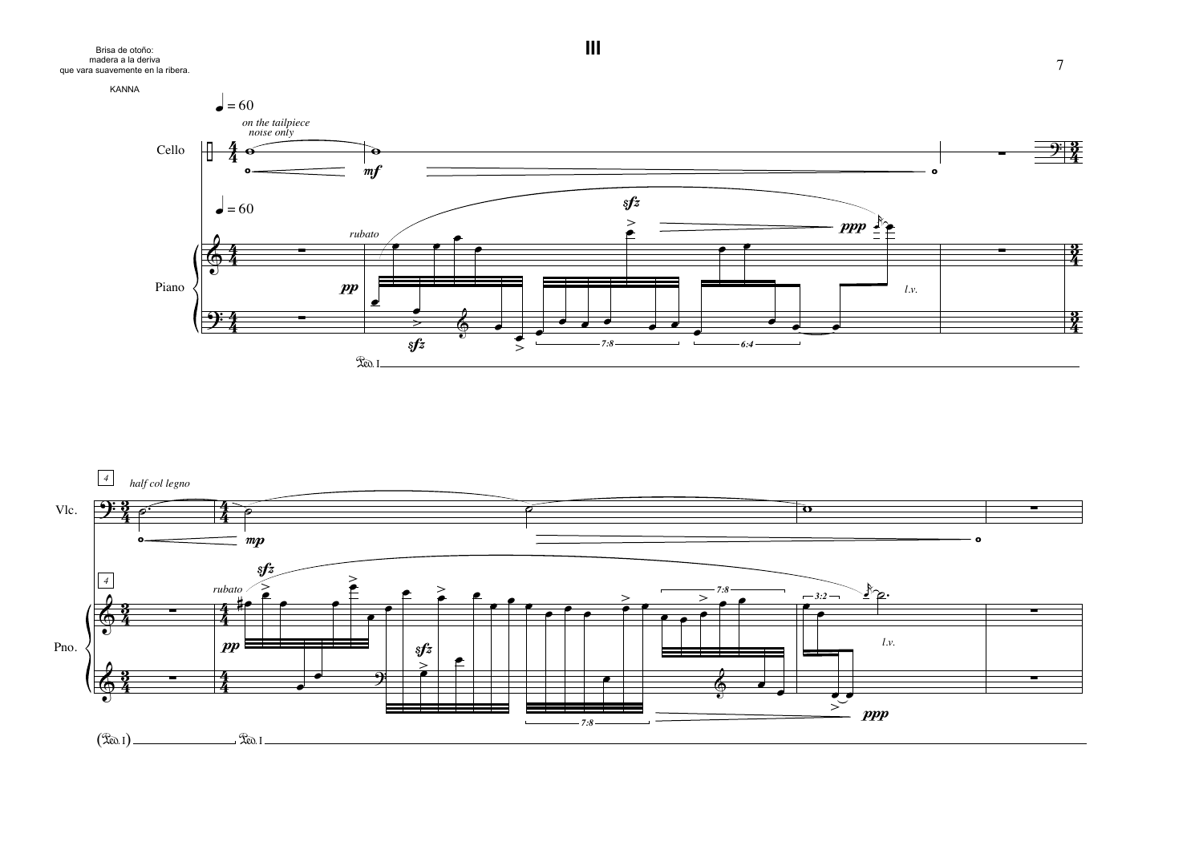# III

Brisa de otoño:
madera a la deriva
que vara suavemente en la ribera.

KANNA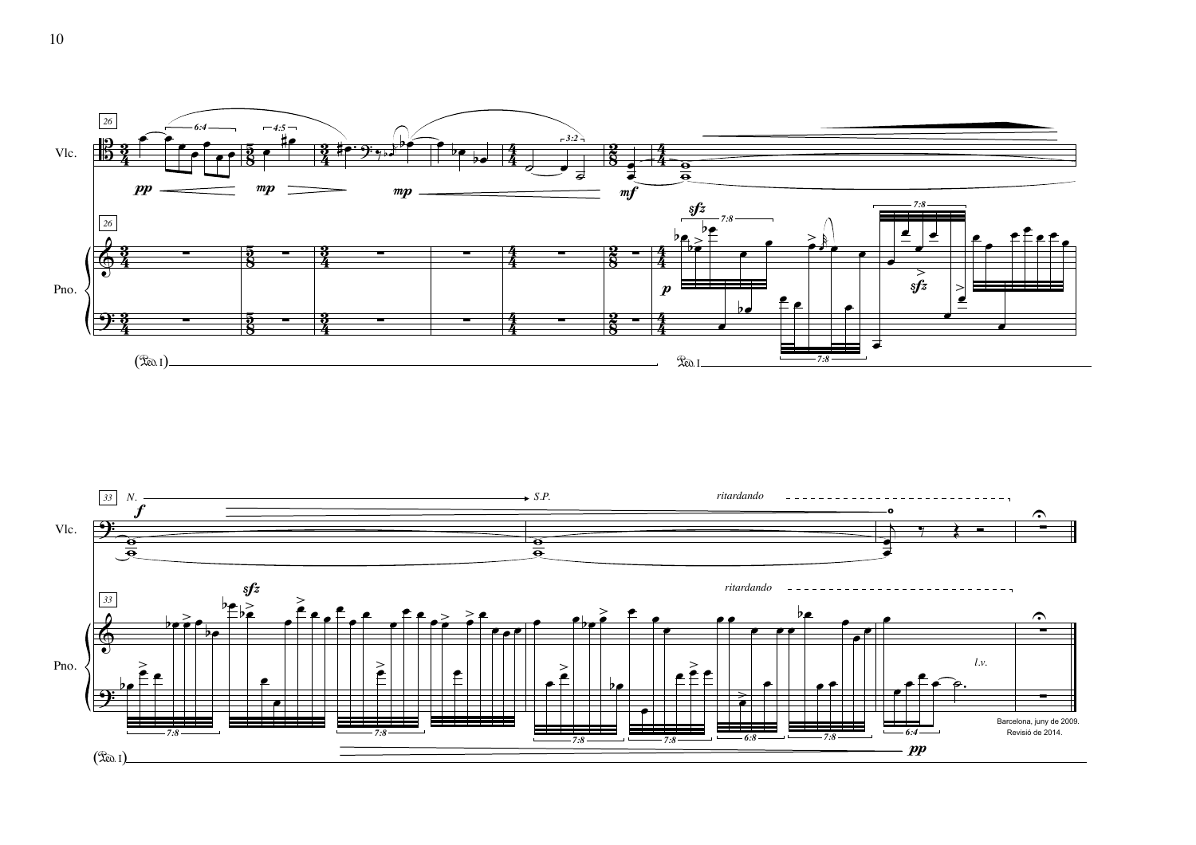Barcelona, juny de 2009.
Revisió de 2014.